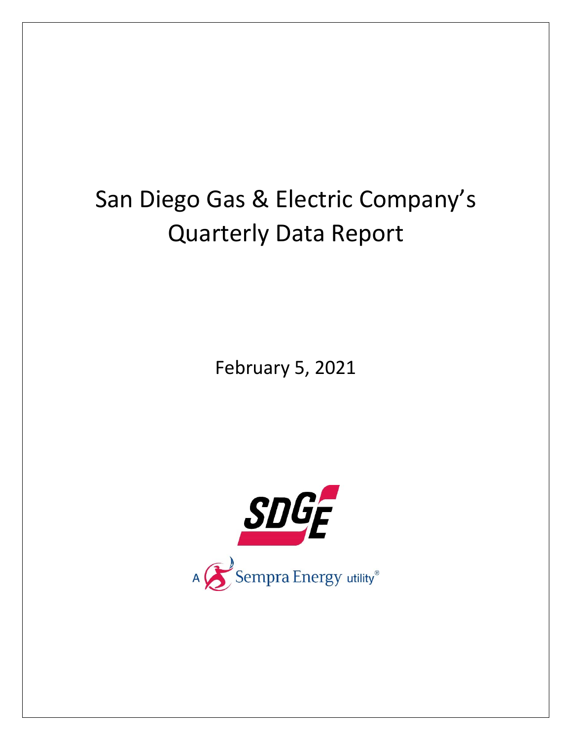# San Diego Gas & Electric Company's Quarterly Data Report

February 5, 2021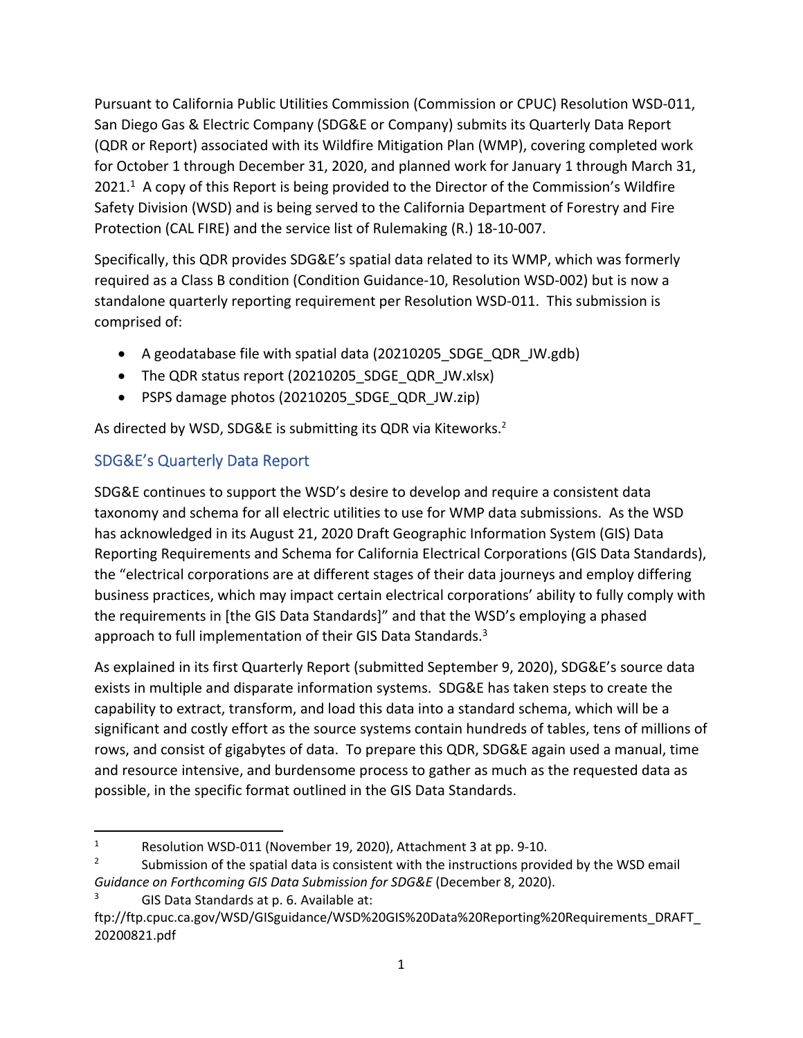Pursuant to California Public Utilities Commission (Commission or CPUC) Resolution WSD-011, San Diego Gas & Electric Company (SDG&E or Company) submits its Quarterly Data Report (QDR or Report) associated with its Wildfire Mitigation Plan (WMP), covering completed work for October 1 through December 31, 2020, and planned work for January 1 through March 31, 2021.[1] A copy of this Report is being provided to the Director of the Commission's Wildfire Safety Division (WSD) and is being served to the California Department of Forestry and Fire Protection (CAL FIRE) and the service list of Rulemaking (R.) 18-10-007.

Specifically, this QDR provides SDG&E's spatial data related to its WMP, which was formerly required as a Class B condition (Condition Guidance-10, Resolution WSD-002) but is now a standalone quarterly reporting requirement per Resolution WSD-011. This submission is comprised of:

- A geodatabase file with spatial data (20210205_SDGE_QDR_JW.gdb)
- The QDR status report (20210205_SDGE_QDR_JW.xlsx)
- PSPS damage photos (20210205_SDGE_QDR_JW.zip)

As directed by WSD, SDG&E is submitting its QDR via Kiteworks.[2]

## SDG&E's Quarterly Data Report

SDG&E continues to support the WSD's desire to develop and require a consistent data taxonomy and schema for all electric utilities to use for WMP data submissions. As the WSD has acknowledged in its August 21, 2020 Draft Geographic Information System (GIS) Data Reporting Requirements and Schema for California Electrical Corporations (GIS Data Standards), the "electrical corporations are at different stages of their data journeys and employ differing business practices, which may impact certain electrical corporations' ability to fully comply with the requirements in [the GIS Data Standards]" and that the WSD's employing a phased approach to full implementation of their GIS Data Standards.[3]

As explained in its first Quarterly Report (submitted September 9, 2020), SDG&E's source data exists in multiple and disparate information systems. SDG&E has taken steps to create the capability to extract, transform, and load this data into a standard schema, which will be a significant and costly effort as the source systems contain hundreds of tables, tens of millions of rows, and consist of gigabytes of data. To prepare this QDR, SDG&E again used a manual, time and resource intensive, and burdensome process to gather as much as the requested data as possible, in the specific format outlined in the GIS Data Standards.

---

[1] Resolution WSD-011 (November 19, 2020), Attachment 3 at pp. 9-10.

[2] Submission of the spatial data is consistent with the instructions provided by the WSD email *Guidance on Forthcoming GIS Data Submission for SDG&E* (December 8, 2020).

[3] GIS Data Standards at p. 6. Available at: ftp://ftp.cpuc.ca.gov/WSD/GISguidance/WSD%20GIS%20Data%20Reporting%20Requirements_DRAFT_20200821.pdf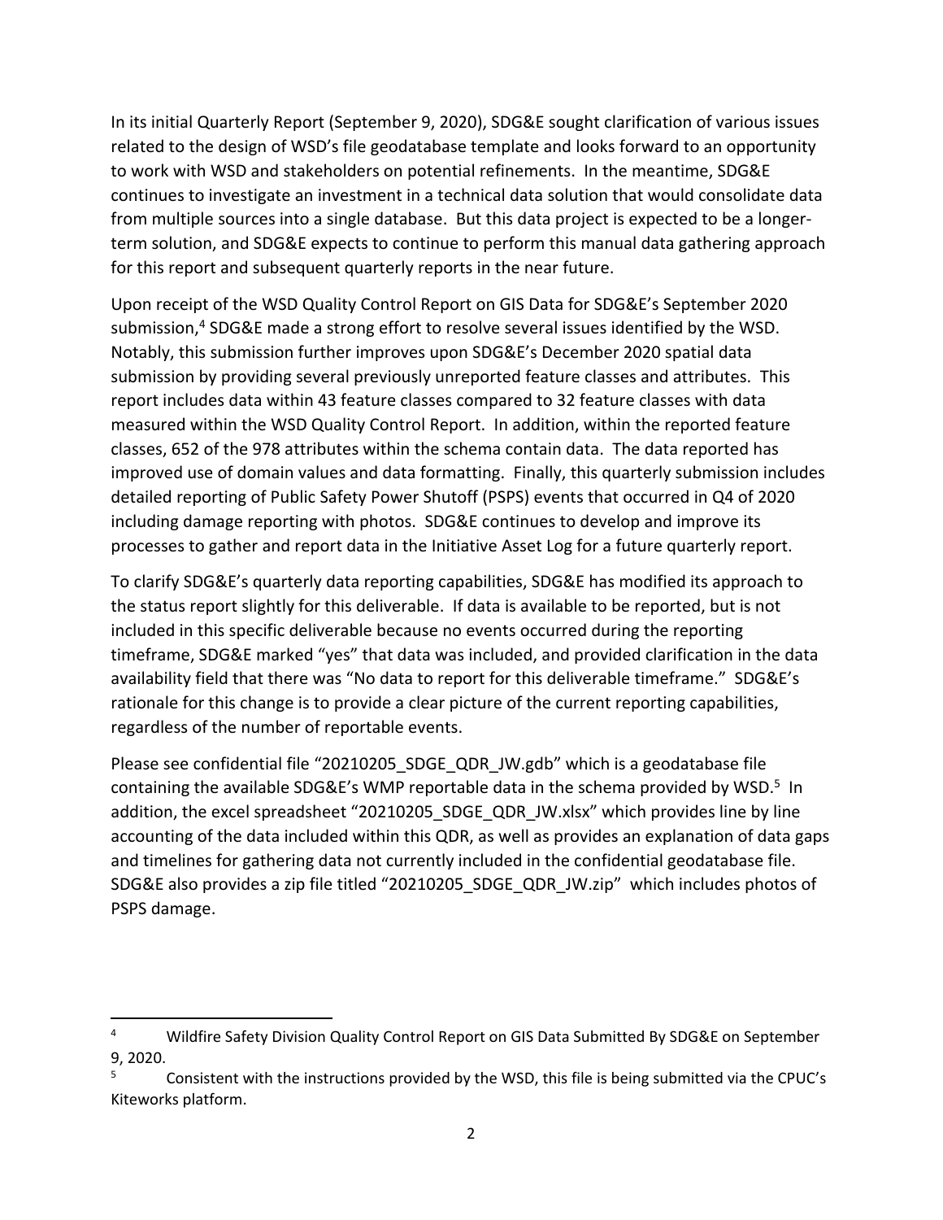In its initial Quarterly Report (September 9, 2020), SDG&E sought clarification of various issues related to the design of WSD's file geodatabase template and looks forward to an opportunity to work with WSD and stakeholders on potential refinements. In the meantime, SDG&E continues to investigate an investment in a technical data solution that would consolidate data from multiple sources into a single database. But this data project is expected to be a longer-term solution, and SDG&E expects to continue to perform this manual data gathering approach for this report and subsequent quarterly reports in the near future.

Upon receipt of the WSD Quality Control Report on GIS Data for SDG&E's September 2020 submission,[4] SDG&E made a strong effort to resolve several issues identified by the WSD. Notably, this submission further improves upon SDG&E's December 2020 spatial data submission by providing several previously unreported feature classes and attributes. This report includes data within 43 feature classes compared to 32 feature classes with data measured within the WSD Quality Control Report. In addition, within the reported feature classes, 652 of the 978 attributes within the schema contain data. The data reported has improved use of domain values and data formatting. Finally, this quarterly submission includes detailed reporting of Public Safety Power Shutoff (PSPS) events that occurred in Q4 of 2020 including damage reporting with photos. SDG&E continues to develop and improve its processes to gather and report data in the Initiative Asset Log for a future quarterly report.

To clarify SDG&E's quarterly data reporting capabilities, SDG&E has modified its approach to the status report slightly for this deliverable. If data is available to be reported, but is not included in this specific deliverable because no events occurred during the reporting timeframe, SDG&E marked "yes" that data was included, and provided clarification in the data availability field that there was "No data to report for this deliverable timeframe." SDG&E's rationale for this change is to provide a clear picture of the current reporting capabilities, regardless of the number of reportable events.

Please see confidential file "20210205_SDGE_QDR_JW.gdb" which is a geodatabase file containing the available SDG&E's WMP reportable data in the schema provided by WSD.[5] In addition, the excel spreadsheet "20210205_SDGE_QDR_JW.xlsx" which provides line by line accounting of the data included within this QDR, as well as provides an explanation of data gaps and timelines for gathering data not currently included in the confidential geodatabase file. SDG&E also provides a zip file titled "20210205_SDGE_QDR_JW.zip" which includes photos of PSPS damage.

---

[4] Wildfire Safety Division Quality Control Report on GIS Data Submitted By SDG&E on September 9, 2020.

[5] Consistent with the instructions provided by the WSD, this file is being submitted via the CPUC's Kiteworks platform.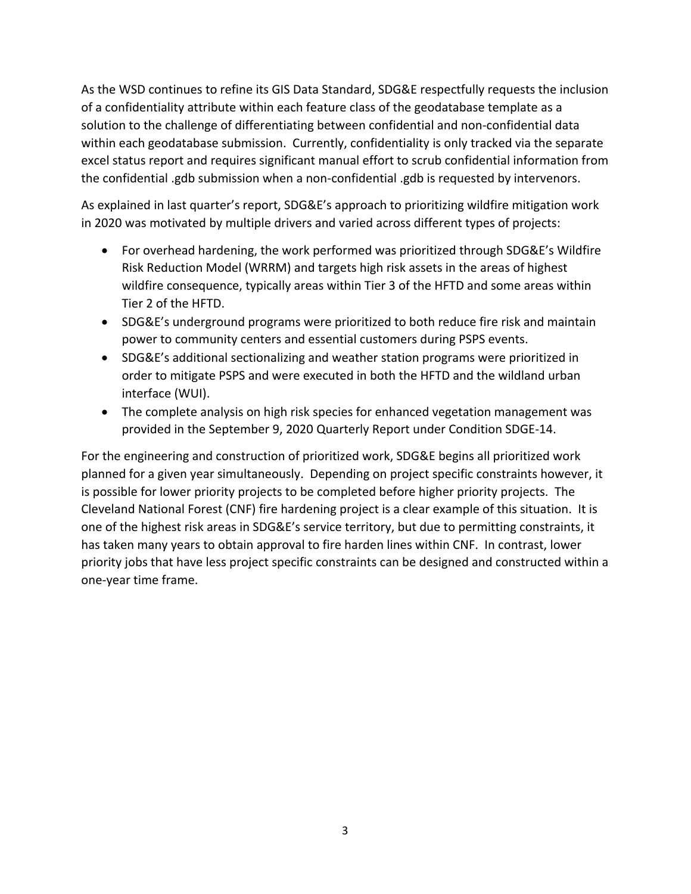As the WSD continues to refine its GIS Data Standard, SDG&E respectfully requests the inclusion of a confidentiality attribute within each feature class of the geodatabase template as a solution to the challenge of differentiating between confidential and non-confidential data within each geodatabase submission. Currently, confidentiality is only tracked via the separate excel status report and requires significant manual effort to scrub confidential information from the confidential .gdb submission when a non-confidential .gdb is requested by intervenors.

As explained in last quarter's report, SDG&E's approach to prioritizing wildfire mitigation work in 2020 was motivated by multiple drivers and varied across different types of projects:

- For overhead hardening, the work performed was prioritized through SDG&E's Wildfire Risk Reduction Model (WRRM) and targets high risk assets in the areas of highest wildfire consequence, typically areas within Tier 3 of the HFTD and some areas within Tier 2 of the HFTD.
- SDG&E's underground programs were prioritized to both reduce fire risk and maintain power to community centers and essential customers during PSPS events.
- SDG&E's additional sectionalizing and weather station programs were prioritized in order to mitigate PSPS and were executed in both the HFTD and the wildland urban interface (WUI).
- The complete analysis on high risk species for enhanced vegetation management was provided in the September 9, 2020 Quarterly Report under Condition SDGE-14.

For the engineering and construction of prioritized work, SDG&E begins all prioritized work planned for a given year simultaneously. Depending on project specific constraints however, it is possible for lower priority projects to be completed before higher priority projects. The Cleveland National Forest (CNF) fire hardening project is a clear example of this situation. It is one of the highest risk areas in SDG&E's service territory, but due to permitting constraints, it has taken many years to obtain approval to fire harden lines within CNF. In contrast, lower priority jobs that have less project specific constraints can be designed and constructed within a one-year time frame.